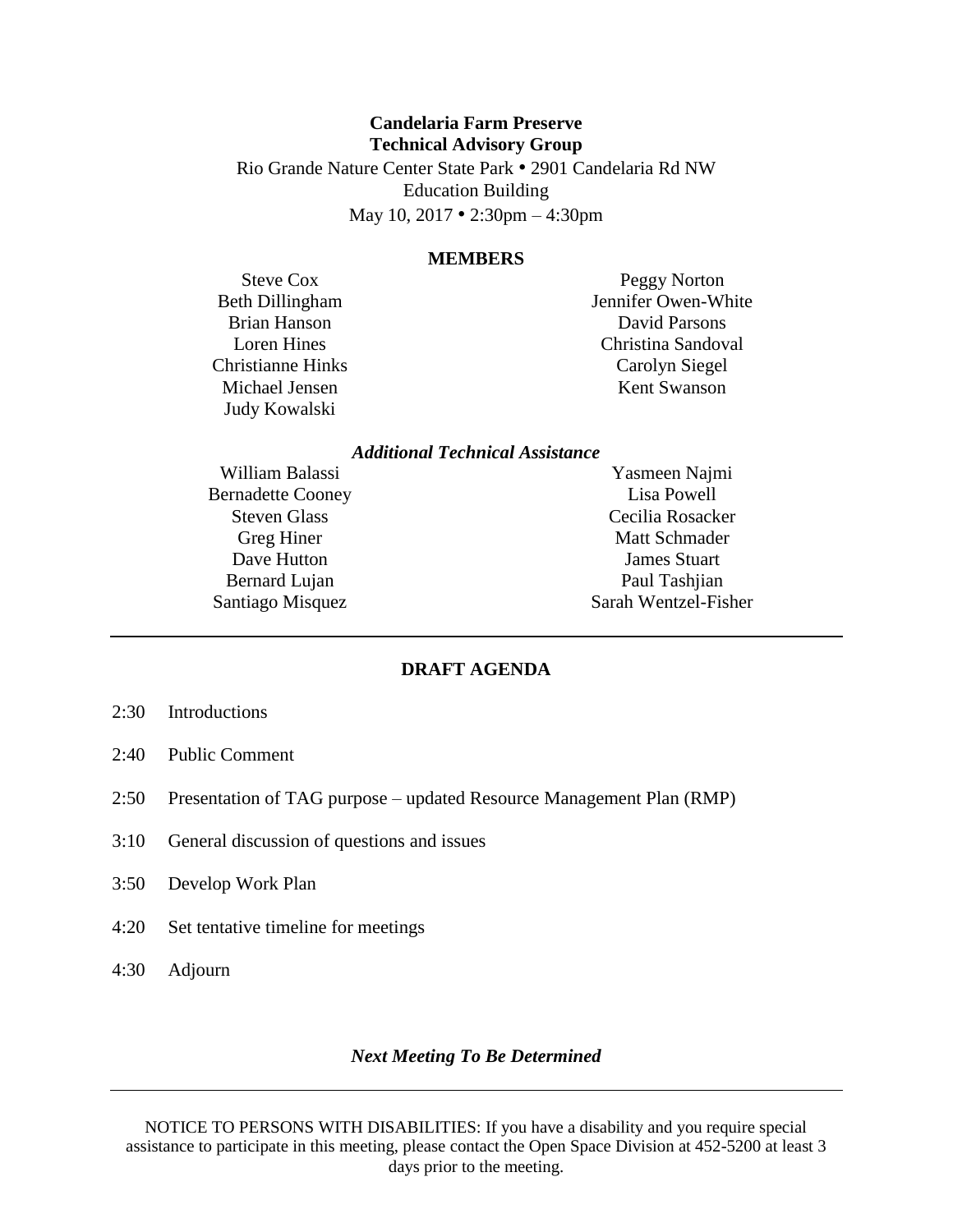# Candelaria Farm Preserve
# Technical Advisory Group

Rio Grande Nature Center State Park • 2901 Candelaria Rd NW
Education Building
May 10, 2017 • 2:30pm – 4:30pm

## MEMBERS

Steve Cox
Beth Dillingham
Brian Hanson
Loren Hines
Christianne Hinks
Michael Jensen
Judy Kowalski
Peggy Norton
Jennifer Owen-White
David Parsons
Christina Sandoval
Carolyn Siegel
Kent Swanson

### *Additional Technical Assistance*

William Balassi
Bernadette Cooney
Steven Glass
Greg Hiner
Dave Hutton
Bernard Lujan
Santiago Misquez
Yasmeen Najmi
Lisa Powell
Cecilia Rosacker
Matt Schmader
James Stuart
Paul Tashjian
Sarah Wentzel-Fisher

---

## DRAFT AGENDA

2:30 Introductions

2:40 Public Comment

2:50 Presentation of TAG purpose – updated Resource Management Plan (RMP)

3:10 General discussion of questions and issues

3:50 Develop Work Plan

4:20 Set tentative timeline for meetings

4:30 Adjourn

***Next Meeting To Be Determined***

---

NOTICE TO PERSONS WITH DISABILITIES: If you have a disability and you require special assistance to participate in this meeting, please contact the Open Space Division at 452-5200 at least 3 days prior to the meeting.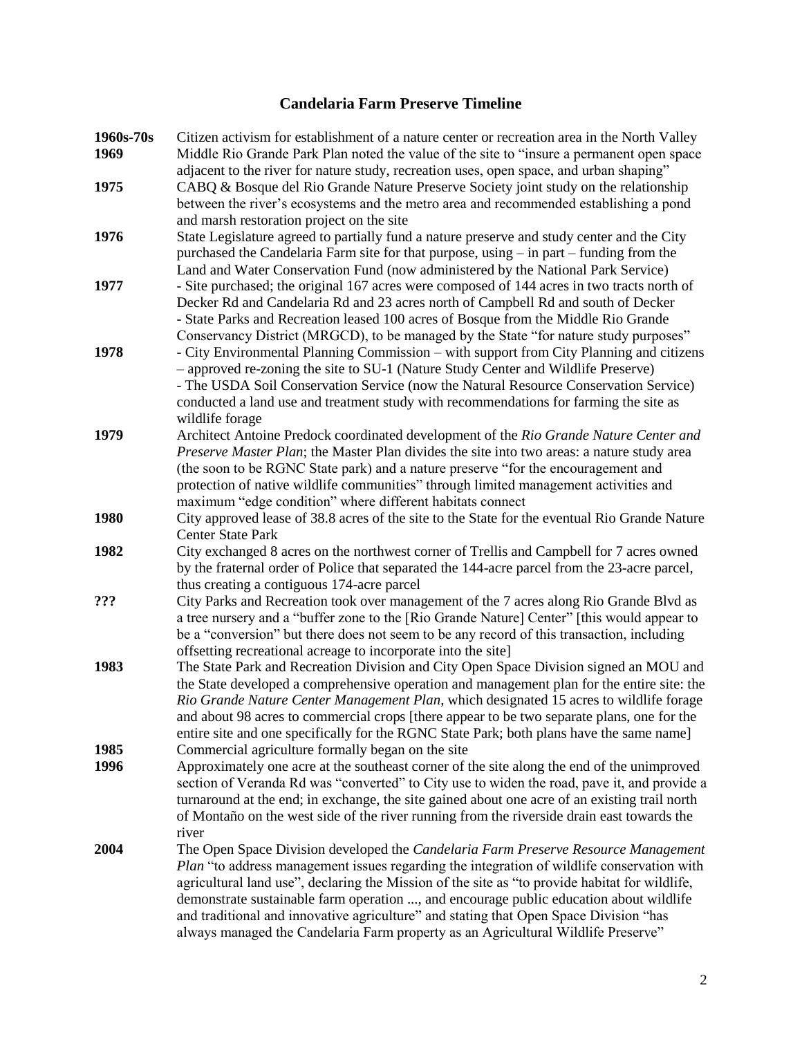# Candelaria Farm Preserve Timeline

| | |
|---|---|
| **1960s-70s** | Citizen activism for establishment of a nature center or recreation area in the North Valley |
| **1969** | Middle Rio Grande Park Plan noted the value of the site to "insure a permanent open space adjacent to the river for nature study, recreation uses, open space, and urban shaping" |
| **1975** | CABQ & Bosque del Rio Grande Nature Preserve Society joint study on the relationship between the river's ecosystems and the metro area and recommended establishing a pond and marsh restoration project on the site |
| **1976** | State Legislature agreed to partially fund a nature preserve and study center and the City purchased the Candelaria Farm site for that purpose, using – in part – funding from the Land and Water Conservation Fund (now administered by the National Park Service) |
| **1977** | - Site purchased; the original 167 acres were composed of 144 acres in two tracts north of Decker Rd and Candelaria Rd and 23 acres north of Campbell Rd and south of Decker<br>- State Parks and Recreation leased 100 acres of Bosque from the Middle Rio Grande Conservancy District (MRGCD), to be managed by the State "for nature study purposes" |
| **1978** | - City Environmental Planning Commission – with support from City Planning and citizens – approved re-zoning the site to SU-1 (Nature Study Center and Wildlife Preserve)<br>- The USDA Soil Conservation Service (now the Natural Resource Conservation Service) conducted a land use and treatment study with recommendations for farming the site as wildlife forage |
| **1979** | Architect Antoine Predock coordinated development of the *Rio Grande Nature Center and Preserve Master Plan*; the Master Plan divides the site into two areas: a nature study area (the soon to be RGNC State park) and a nature preserve "for the encouragement and protection of native wildlife communities" through limited management activities and maximum "edge condition" where different habitats connect |
| **1980** | City approved lease of 38.8 acres of the site to the State for the eventual Rio Grande Nature Center State Park |
| **1982** | City exchanged 8 acres on the northwest corner of Trellis and Campbell for 7 acres owned by the fraternal order of Police that separated the 144-acre parcel from the 23-acre parcel, thus creating a contiguous 174-acre parcel |
| **???** | City Parks and Recreation took over management of the 7 acres along Rio Grande Blvd as a tree nursery and a "buffer zone to the [Rio Grande Nature] Center" [this would appear to be a "conversion" but there does not seem to be any record of this transaction, including offsetting recreational acreage to incorporate into the site] |
| **1983** | The State Park and Recreation Division and City Open Space Division signed an MOU and the State developed a comprehensive operation and management plan for the entire site: the *Rio Grande Nature Center Management Plan*, which designated 15 acres to wildlife forage and about 98 acres to commercial crops [there appear to be two separate plans, one for the entire site and one specifically for the RGNC State Park; both plans have the same name] |
| **1985** | Commercial agriculture formally began on the site |
| **1996** | Approximately one acre at the southeast corner of the site along the end of the unimproved section of Veranda Rd was "converted" to City use to widen the road, pave it, and provide a turnaround at the end; in exchange, the site gained about one acre of an existing trail north of Montaño on the west side of the river running from the riverside drain east towards the river |
| **2004** | The Open Space Division developed the *Candelaria Farm Preserve Resource Management Plan* "to address management issues regarding the integration of wildlife conservation with agricultural land use", declaring the Mission of the site as "to provide habitat for wildlife, demonstrate sustainable farm operation ..., and encourage public education about wildlife and traditional and innovative agriculture" and stating that Open Space Division "has always managed the Candelaria Farm property as an Agricultural Wildlife Preserve" |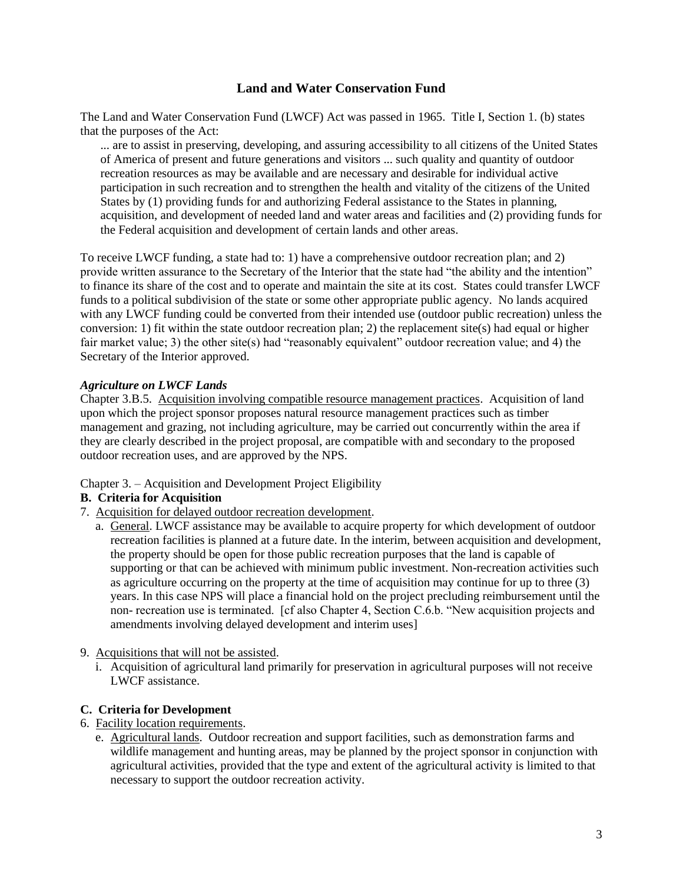## Land and Water Conservation Fund

The Land and Water Conservation Fund (LWCF) Act was passed in 1965. Title I, Section 1. (b) states that the purposes of the Act:

> ... are to assist in preserving, developing, and assuring accessibility to all citizens of the United States of America of present and future generations and visitors ... such quality and quantity of outdoor recreation resources as may be available and are necessary and desirable for individual active participation in such recreation and to strengthen the health and vitality of the citizens of the United States by (1) providing funds for and authorizing Federal assistance to the States in planning, acquisition, and development of needed land and water areas and facilities and (2) providing funds for the Federal acquisition and development of certain lands and other areas.

To receive LWCF funding, a state had to: 1) have a comprehensive outdoor recreation plan; and 2) provide written assurance to the Secretary of the Interior that the state had "the ability and the intention" to finance its share of the cost and to operate and maintain the site at its cost. States could transfer LWCF funds to a political subdivision of the state or some other appropriate public agency. No lands acquired with any LWCF funding could be converted from their intended use (outdoor public recreation) unless the conversion: 1) fit within the state outdoor recreation plan; 2) the replacement site(s) had equal or higher fair market value; 3) the other site(s) had "reasonably equivalent" outdoor recreation value; and 4) the Secretary of the Interior approved.

### *Agriculture on LWCF Lands*

Chapter 3.B.5. Acquisition involving compatible resource management practices. Acquisition of land upon which the project sponsor proposes natural resource management practices such as timber management and grazing, not including agriculture, may be carried out concurrently within the area if they are clearly described in the project proposal, are compatible with and secondary to the proposed outdoor recreation uses, and are approved by the NPS.

Chapter 3. – Acquisition and Development Project Eligibility

**B. Criteria for Acquisition**

7. Acquisition for delayed outdoor recreation development.
   a. General. LWCF assistance may be available to acquire property for which development of outdoor recreation facilities is planned at a future date. In the interim, between acquisition and development, the property should be open for those public recreation purposes that the land is capable of supporting or that can be achieved with minimum public investment. Non-recreation activities such as agriculture occurring on the property at the time of acquisition may continue for up to three (3) years. In this case NPS will place a financial hold on the project precluding reimbursement until the non- recreation use is terminated. [cf also Chapter 4, Section C.6.b. "New acquisition projects and amendments involving delayed development and interim uses]

9. Acquisitions that will not be assisted.
   i. Acquisition of agricultural land primarily for preservation in agricultural purposes will not receive LWCF assistance.

**C. Criteria for Development**

6. Facility location requirements.
   e. Agricultural lands. Outdoor recreation and support facilities, such as demonstration farms and wildlife management and hunting areas, may be planned by the project sponsor in conjunction with agricultural activities, provided that the type and extent of the agricultural activity is limited to that necessary to support the outdoor recreation activity.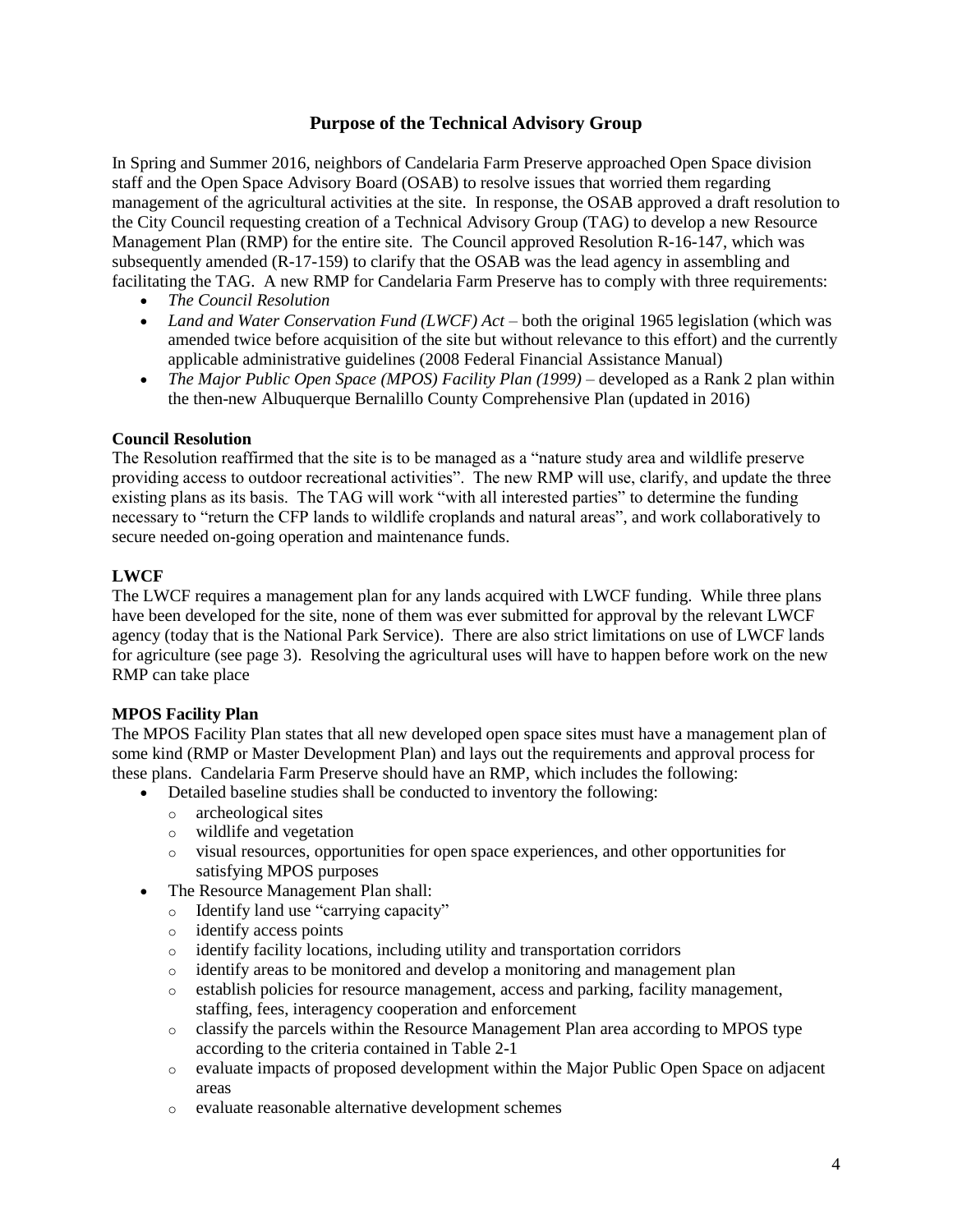## Purpose of the Technical Advisory Group

In Spring and Summer 2016, neighbors of Candelaria Farm Preserve approached Open Space division staff and the Open Space Advisory Board (OSAB) to resolve issues that worried them regarding management of the agricultural activities at the site. In response, the OSAB approved a draft resolution to the City Council requesting creation of a Technical Advisory Group (TAG) to develop a new Resource Management Plan (RMP) for the entire site. The Council approved Resolution R-16-147, which was subsequently amended (R-17-159) to clarify that the OSAB was the lead agency in assembling and facilitating the TAG. A new RMP for Candelaria Farm Preserve has to comply with three requirements:

- *The Council Resolution*
- *Land and Water Conservation Fund (LWCF) Act* – both the original 1965 legislation (which was amended twice before acquisition of the site but without relevance to this effort) and the currently applicable administrative guidelines (2008 Federal Financial Assistance Manual)
- *The Major Public Open Space (MPOS) Facility Plan (1999)* – developed as a Rank 2 plan within the then-new Albuquerque Bernalillo County Comprehensive Plan (updated in 2016)

**Council Resolution**

The Resolution reaffirmed that the site is to be managed as a "nature study area and wildlife preserve providing access to outdoor recreational activities". The new RMP will use, clarify, and update the three existing plans as its basis. The TAG will work "with all interested parties" to determine the funding necessary to "return the CFP lands to wildlife croplands and natural areas", and work collaboratively to secure needed on-going operation and maintenance funds.

**LWCF**

The LWCF requires a management plan for any lands acquired with LWCF funding. While three plans have been developed for the site, none of them was ever submitted for approval by the relevant LWCF agency (today that is the National Park Service). There are also strict limitations on use of LWCF lands for agriculture (see page 3). Resolving the agricultural uses will have to happen before work on the new RMP can take place

**MPOS Facility Plan**

The MPOS Facility Plan states that all new developed open space sites must have a management plan of some kind (RMP or Master Development Plan) and lays out the requirements and approval process for these plans. Candelaria Farm Preserve should have an RMP, which includes the following:

- Detailed baseline studies shall be conducted to inventory the following:
  - archeological sites
  - wildlife and vegetation
  - visual resources, opportunities for open space experiences, and other opportunities for satisfying MPOS purposes
- The Resource Management Plan shall:
  - Identify land use "carrying capacity"
  - identify access points
  - identify facility locations, including utility and transportation corridors
  - identify areas to be monitored and develop a monitoring and management plan
  - establish policies for resource management, access and parking, facility management, staffing, fees, interagency cooperation and enforcement
  - classify the parcels within the Resource Management Plan area according to MPOS type according to the criteria contained in Table 2-1
  - evaluate impacts of proposed development within the Major Public Open Space on adjacent areas
  - evaluate reasonable alternative development schemes